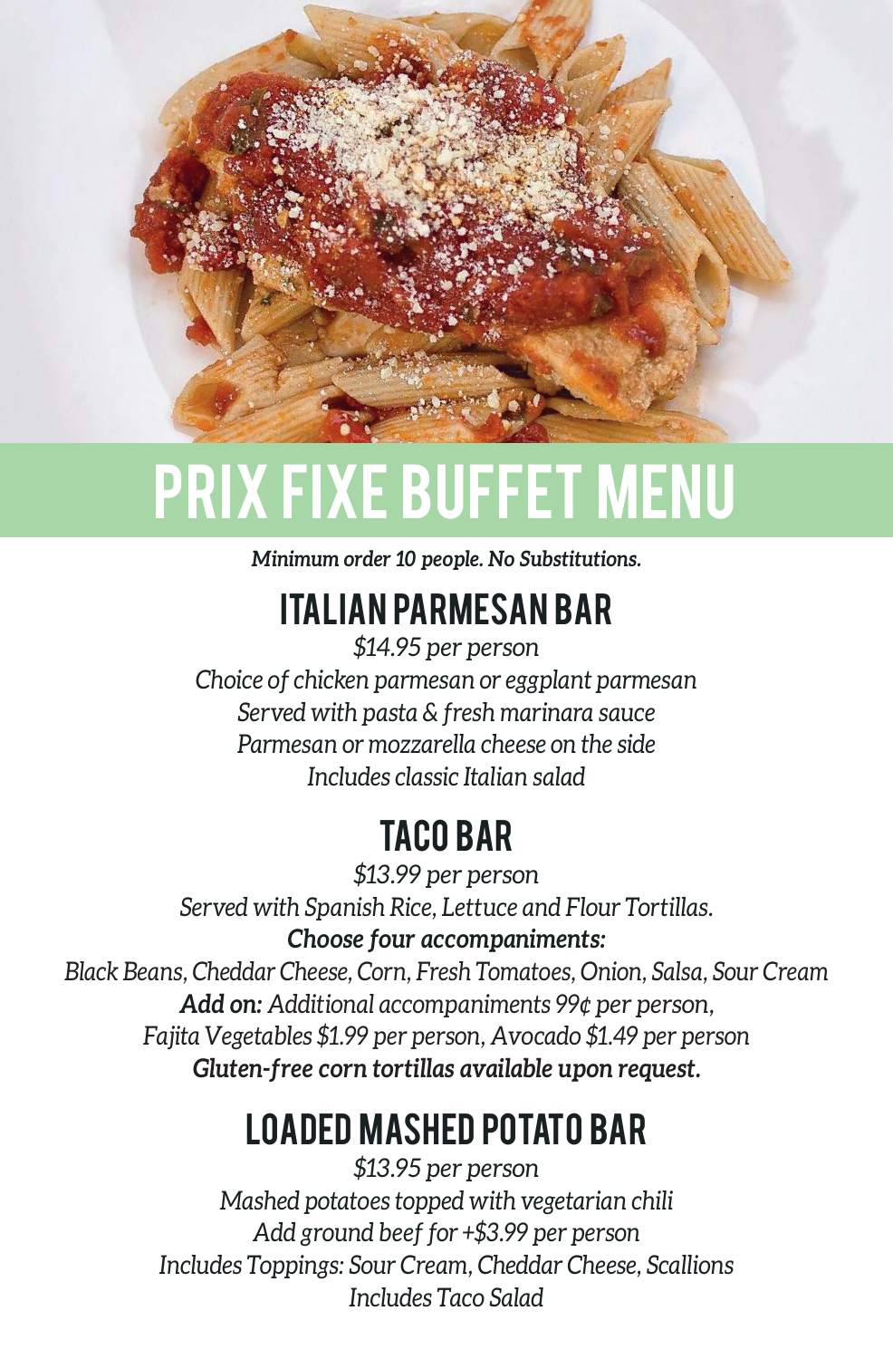# PRIX FIXE BUFFET MENU

***Minimum order 10 people. No Substitutions.***

## ITALIAN PARMESAN BAR

*$14.95 per person*
*Choice of chicken parmesan or eggplant parmesan*
*Served with pasta & fresh marinara sauce*
*Parmesan or mozzarella cheese on the side*
*Includes classic Italian salad*

## TACO BAR

*$13.99 per person*
*Served with Spanish Rice, Lettuce and Flour Tortillas.*
***Choose four accompaniments:***
*Black Beans, Cheddar Cheese, Corn, Fresh Tomatoes, Onion, Salsa, Sour Cream*
***Add on:*** *Additional accompaniments 99¢ per person,*
*Fajita Vegetables $1.99 per person, Avocado $1.49 per person*
***Gluten-free corn tortillas available upon request.***

## LOADED MASHED POTATO BAR

*$13.95 per person*
*Mashed potatoes topped with vegetarian chili*
*Add ground beef for +$3.99 per person*
*Includes Toppings: Sour Cream, Cheddar Cheese, Scallions*
*Includes Taco Salad*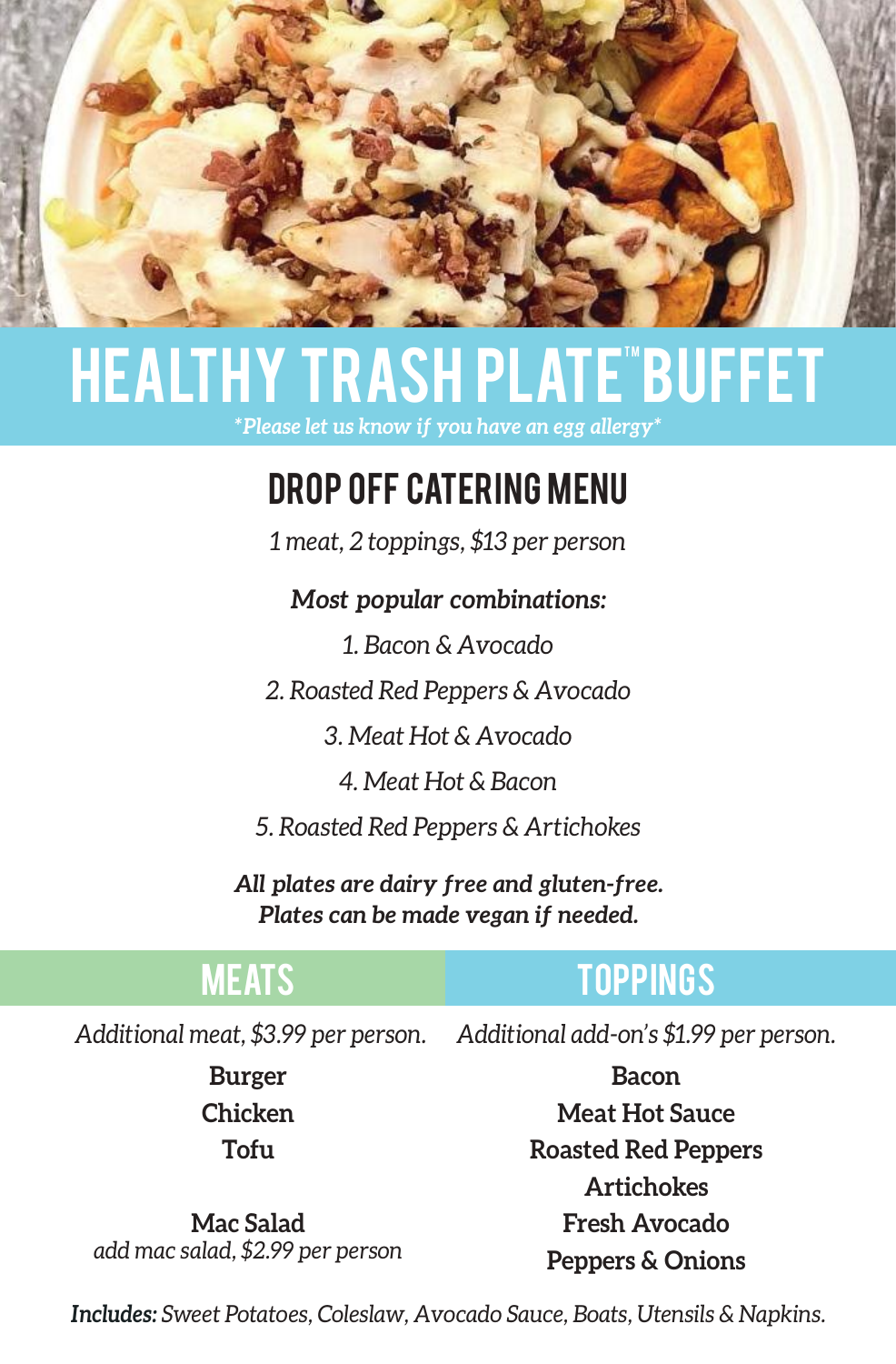# HEALTHY TRASH PLATE™ BUFFET

*\*Please let us know if you have an egg allergy\**

## DROP OFF CATERING MENU

*1 meat, 2 toppings, $13 per person*

***Most popular combinations:***

*1. Bacon & Avocado*

*2. Roasted Red Peppers & Avocado*

*3. Meat Hot & Avocado*

*4. Meat Hot & Bacon*

*5. Roasted Red Peppers & Artichokes*

***All plates are dairy free and gluten-free.***
***Plates can be made vegan if needed.***

## MEATS

*Additional meat, $3.99 per person.*

**Burger**
**Chicken**
**Tofu**

**Mac Salad**
*add mac salad, $2.99 per person*

## TOPPINGS

*Additional add-on's $1.99 per person.*

**Bacon**
**Meat Hot Sauce**
**Roasted Red Peppers**
**Artichokes**
**Fresh Avocado**
**Peppers & Onions**

***Includes:*** *Sweet Potatoes, Coleslaw, Avocado Sauce, Boats, Utensils & Napkins.*